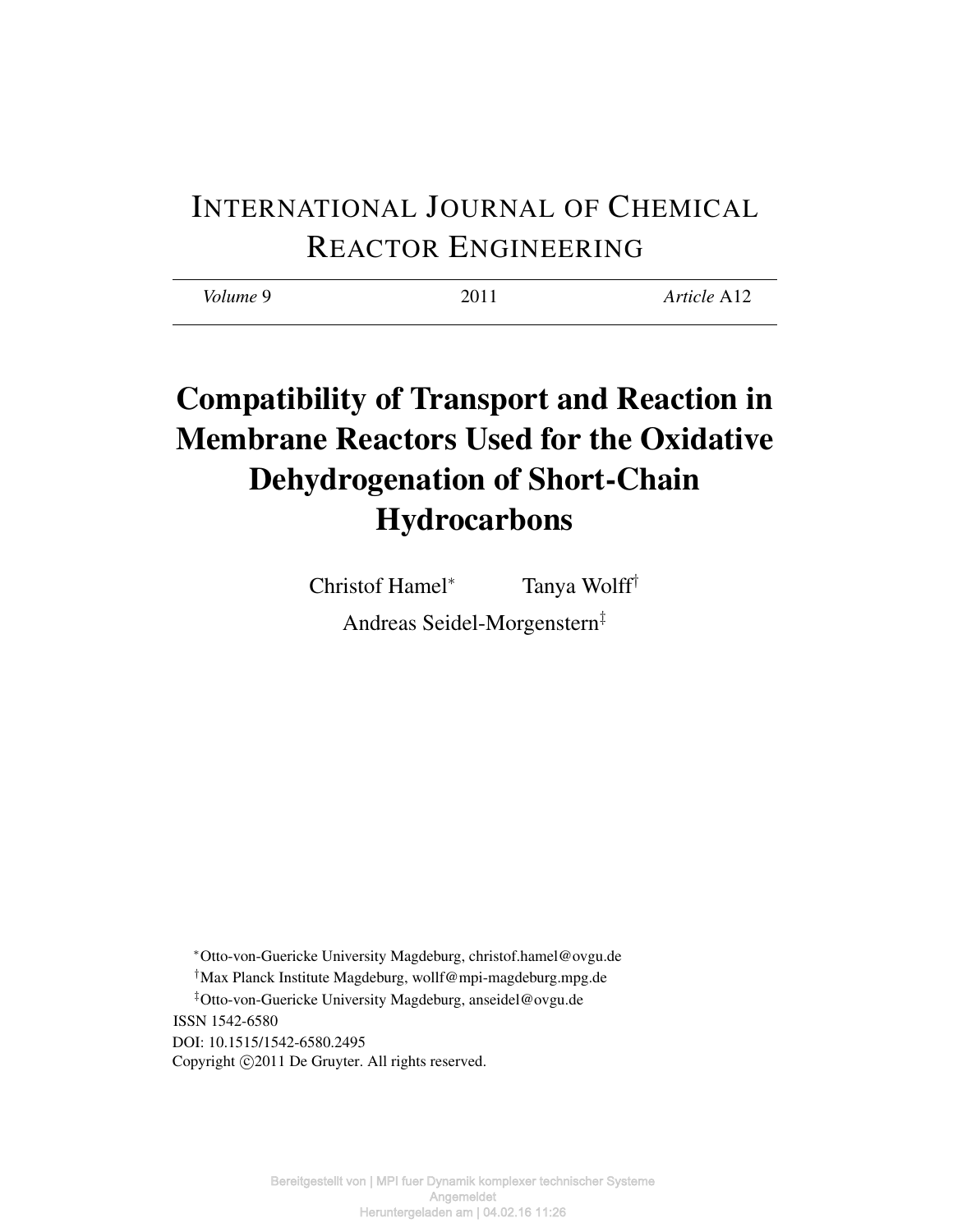INTERNATIONAL JOURNAL OF CHEMICAL REACTOR ENGINEERING

*Volume* 9 2011 *Article* A12

# Compatibility of Transport and Reaction in Membrane Reactors Used for the Oxidative Dehydrogenation of Short-Chain Hydrocarbons

Christof Hamel[*] Tanya Wolff[†]

Andreas Seidel-Morgenstern[‡]

[*]Otto-von-Guericke University Magdeburg, christof.hamel@ovgu.de

[†]Max Planck Institute Magdeburg, wollf@mpi-magdeburg.mpg.de

[‡]Otto-von-Guericke University Magdeburg, anseidel@ovgu.de

ISSN 1542-6580

DOI: 10.1515/1542-6580.2495

Copyright ©2011 De Gruyter. All rights reserved.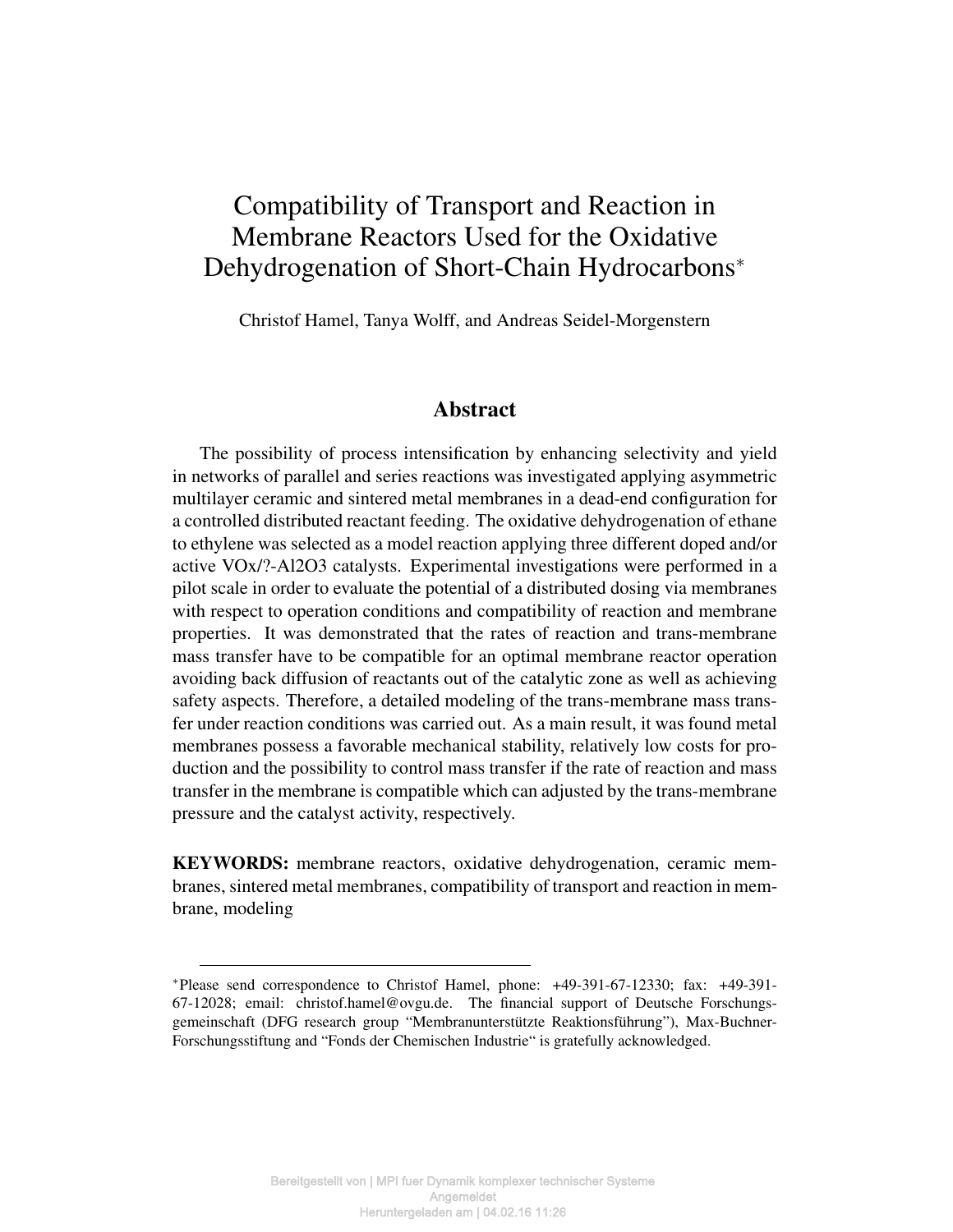# Compatibility of Transport and Reaction in Membrane Reactors Used for the Oxidative Dehydrogenation of Short-Chain Hydrocarbons*

Christof Hamel, Tanya Wolff, and Andreas Seidel-Morgenstern

## Abstract

The possibility of process intensification by enhancing selectivity and yield in networks of parallel and series reactions was investigated applying asymmetric multilayer ceramic and sintered metal membranes in a dead-end configuration for a controlled distributed reactant feeding. The oxidative dehydrogenation of ethane to ethylene was selected as a model reaction applying three different doped and/or active VOx/?-Al2O3 catalysts. Experimental investigations were performed in a pilot scale in order to evaluate the potential of a distributed dosing via membranes with respect to operation conditions and compatibility of reaction and membrane properties. It was demonstrated that the rates of reaction and trans-membrane mass transfer have to be compatible for an optimal membrane reactor operation avoiding back diffusion of reactants out of the catalytic zone as well as achieving safety aspects. Therefore, a detailed modeling of the trans-membrane mass transfer under reaction conditions was carried out. As a main result, it was found metal membranes possess a favorable mechanical stability, relatively low costs for production and the possibility to control mass transfer if the rate of reaction and mass transfer in the membrane is compatible which can adjusted by the trans-membrane pressure and the catalyst activity, respectively.

**KEYWORDS:** membrane reactors, oxidative dehydrogenation, ceramic membranes, sintered metal membranes, compatibility of transport and reaction in membrane, modeling

---

*Please send correspondence to Christof Hamel, phone: +49-391-67-12330; fax: +49-391-67-12028; email: christof.hamel@ovgu.de. The financial support of Deutsche Forschungsgemeinschaft (DFG research group "Membranunterstützte Reaktionsführung"), Max-Buchner-Forschungsstiftung and "Fonds der Chemischen Industrie" is gratefully acknowledged.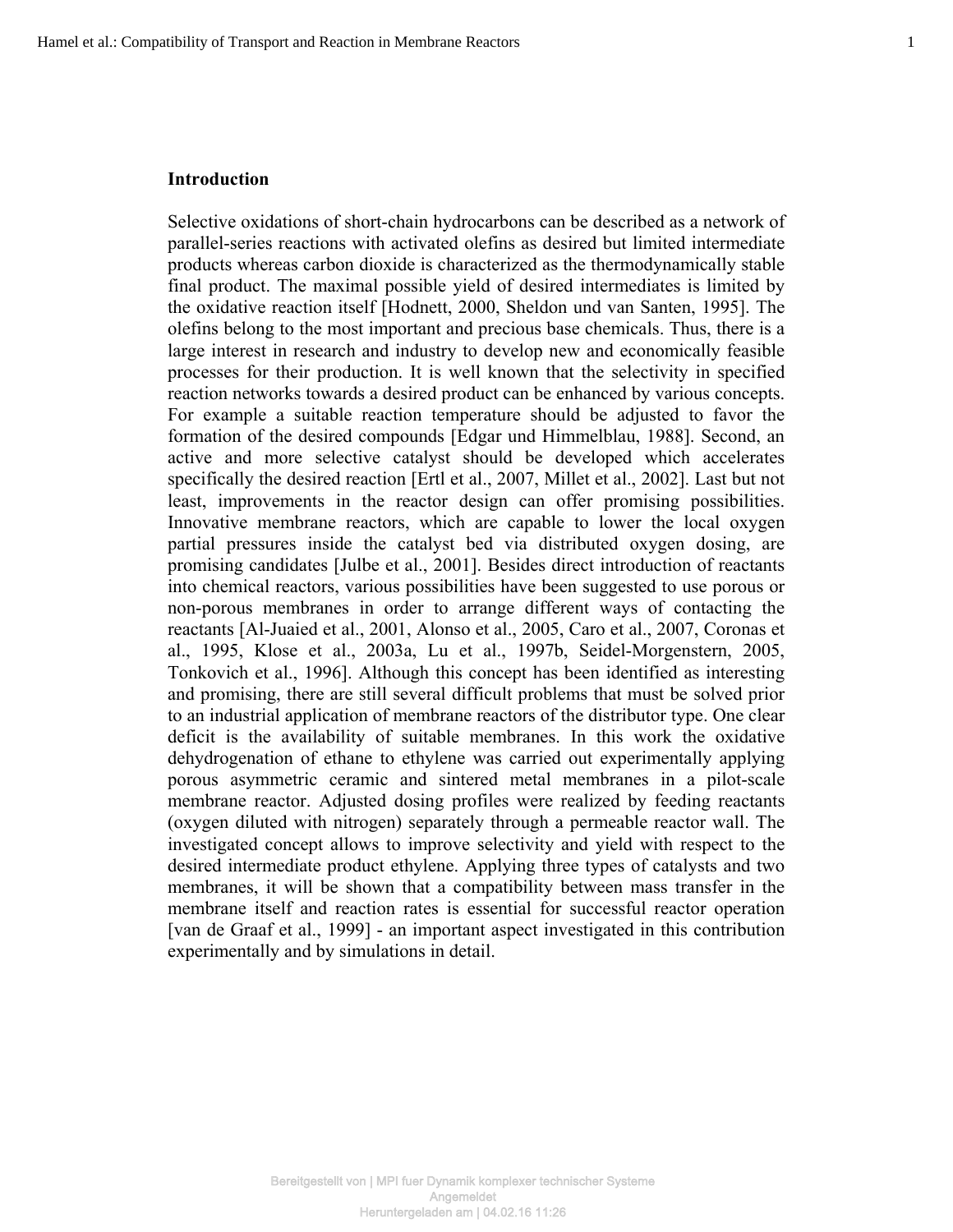## Introduction

Selective oxidations of short-chain hydrocarbons can be described as a network of parallel-series reactions with activated olefins as desired but limited intermediate products whereas carbon dioxide is characterized as the thermodynamically stable final product. The maximal possible yield of desired intermediates is limited by the oxidative reaction itself [Hodnett, 2000, Sheldon und van Santen, 1995]. The olefins belong to the most important and precious base chemicals. Thus, there is a large interest in research and industry to develop new and economically feasible processes for their production. It is well known that the selectivity in specified reaction networks towards a desired product can be enhanced by various concepts. For example a suitable reaction temperature should be adjusted to favor the formation of the desired compounds [Edgar und Himmelblau, 1988]. Second, an active and more selective catalyst should be developed which accelerates specifically the desired reaction [Ertl et al., 2007, Millet et al., 2002]. Last but not least, improvements in the reactor design can offer promising possibilities. Innovative membrane reactors, which are capable to lower the local oxygen partial pressures inside the catalyst bed via distributed oxygen dosing, are promising candidates [Julbe et al., 2001]. Besides direct introduction of reactants into chemical reactors, various possibilities have been suggested to use porous or non-porous membranes in order to arrange different ways of contacting the reactants [Al-Juaied et al., 2001, Alonso et al., 2005, Caro et al., 2007, Coronas et al., 1995, Klose et al., 2003a, Lu et al., 1997b, Seidel-Morgenstern, 2005, Tonkovich et al., 1996]. Although this concept has been identified as interesting and promising, there are still several difficult problems that must be solved prior to an industrial application of membrane reactors of the distributor type. One clear deficit is the availability of suitable membranes. In this work the oxidative dehydrogenation of ethane to ethylene was carried out experimentally applying porous asymmetric ceramic and sintered metal membranes in a pilot-scale membrane reactor. Adjusted dosing profiles were realized by feeding reactants (oxygen diluted with nitrogen) separately through a permeable reactor wall. The investigated concept allows to improve selectivity and yield with respect to the desired intermediate product ethylene. Applying three types of catalysts and two membranes, it will be shown that a compatibility between mass transfer in the membrane itself and reaction rates is essential for successful reactor operation [van de Graaf et al., 1999] - an important aspect investigated in this contribution experimentally and by simulations in detail.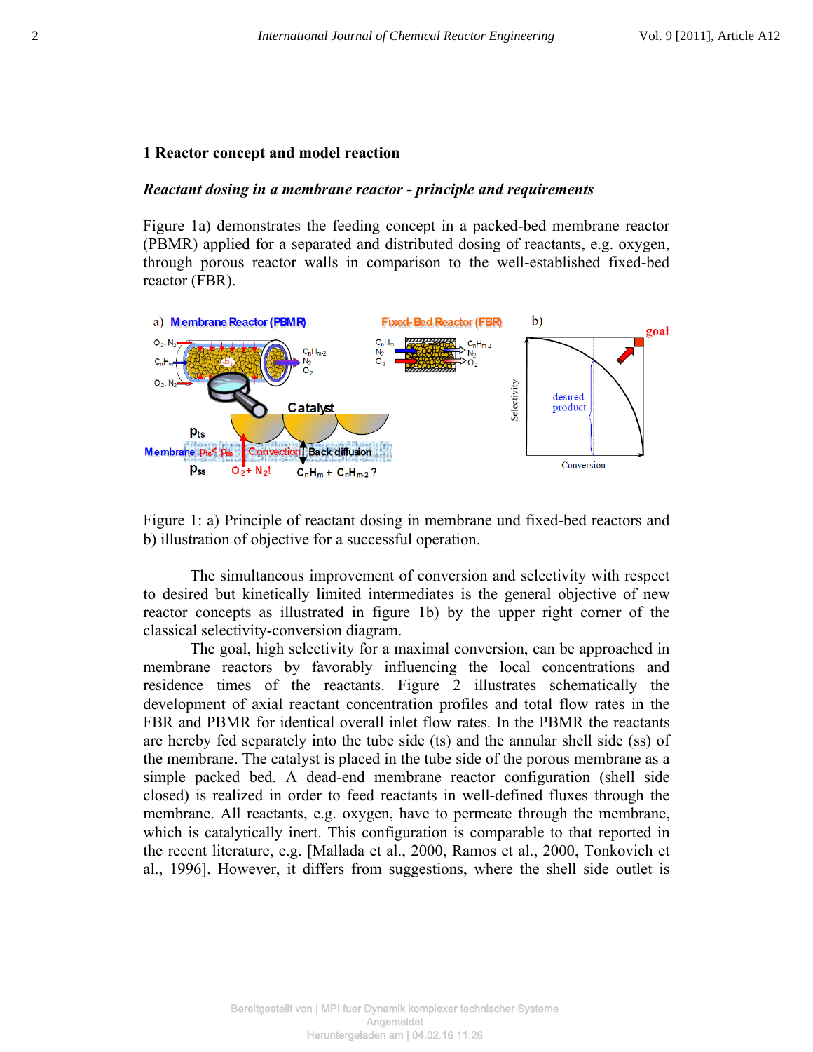## 1 Reactor concept and model reaction

### *Reactant dosing in a membrane reactor - principle and requirements*

Figure 1a) demonstrates the feeding concept in a packed-bed membrane reactor (PBMR) applied for a separated and distributed dosing of reactants, e.g. oxygen, through porous reactor walls in comparison to the well-established fixed-bed reactor (FBR).

Figure 1: a) Principle of reactant dosing in membrane und fixed-bed reactors and b) illustration of objective for a successful operation.

The simultaneous improvement of conversion and selectivity with respect to desired but kinetically limited intermediates is the general objective of new reactor concepts as illustrated in figure 1b) by the upper right corner of the classical selectivity-conversion diagram.

The goal, high selectivity for a maximal conversion, can be approached in membrane reactors by favorably influencing the local concentrations and residence times of the reactants. Figure 2 illustrates schematically the development of axial reactant concentration profiles and total flow rates in the FBR and PBMR for identical overall inlet flow rates. In the PBMR the reactants are hereby fed separately into the tube side (ts) and the annular shell side (ss) of the membrane. The catalyst is placed in the tube side of the porous membrane as a simple packed bed. A dead-end membrane reactor configuration (shell side closed) is realized in order to feed reactants in well-defined fluxes through the membrane. All reactants, e.g. oxygen, have to permeate through the membrane, which is catalytically inert. This configuration is comparable to that reported in the recent literature, e.g. [Mallada et al., 2000, Ramos et al., 2000, Tonkovich et al., 1996]. However, it differs from suggestions, where the shell side outlet is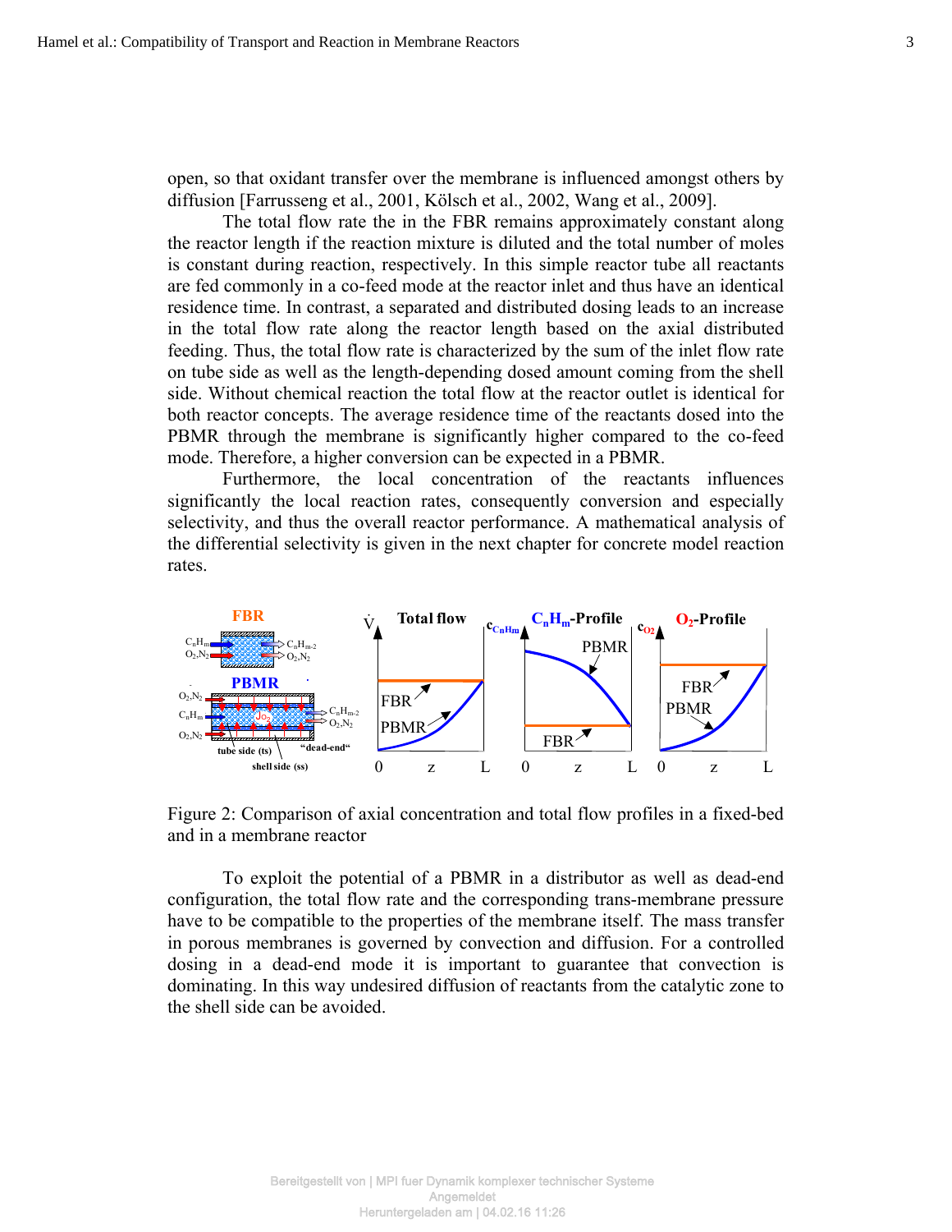open, so that oxidant transfer over the membrane is influenced amongst others by diffusion [Farrusseng et al., 2001, Kölsch et al., 2002, Wang et al., 2009].

The total flow rate the in the FBR remains approximately constant along the reactor length if the reaction mixture is diluted and the total number of moles is constant during reaction, respectively. In this simple reactor tube all reactants are fed commonly in a co-feed mode at the reactor inlet and thus have an identical residence time. In contrast, a separated and distributed dosing leads to an increase in the total flow rate along the reactor length based on the axial distributed feeding. Thus, the total flow rate is characterized by the sum of the inlet flow rate on tube side as well as the length-depending dosed amount coming from the shell side. Without chemical reaction the total flow at the reactor outlet is identical for both reactor concepts. The average residence time of the reactants dosed into the PBMR through the membrane is significantly higher compared to the co-feed mode. Therefore, a higher conversion can be expected in a PBMR.

Furthermore, the local concentration of the reactants influences significantly the local reaction rates, consequently conversion and especially selectivity, and thus the overall reactor performance. A mathematical analysis of the differential selectivity is given in the next chapter for concrete model reaction rates.

FBR
$C_nH_m$
$O_2,N_2$
$C_nH_{m-2}$
$O_2,N_2$
PBMR
$O_2,N_2$
$C_nH_m$
$O_2,N_2$
$J_{O_2}$
$C_nH_{m-2}$
$O_2,N_2$
tube side (ts)
"dead-end"
shell side (ss)

$\dot{V}$
Total flow
FBR
PBMR
0 z L

$c_{C_nH_m}$
$C_nH_m$-Profile
PBMR
FBR
0 z L

$c_{O_2}$
$O_2$-Profile
FBR
PBMR
0 z L

Figure 2: Comparison of axial concentration and total flow profiles in a fixed-bed and in a membrane reactor

To exploit the potential of a PBMR in a distributor as well as dead-end configuration, the total flow rate and the corresponding trans-membrane pressure have to be compatible to the properties of the membrane itself. The mass transfer in porous membranes is governed by convection and diffusion. For a controlled dosing in a dead-end mode it is important to guarantee that convection is dominating. In this way undesired diffusion of reactants from the catalytic zone to the shell side can be avoided.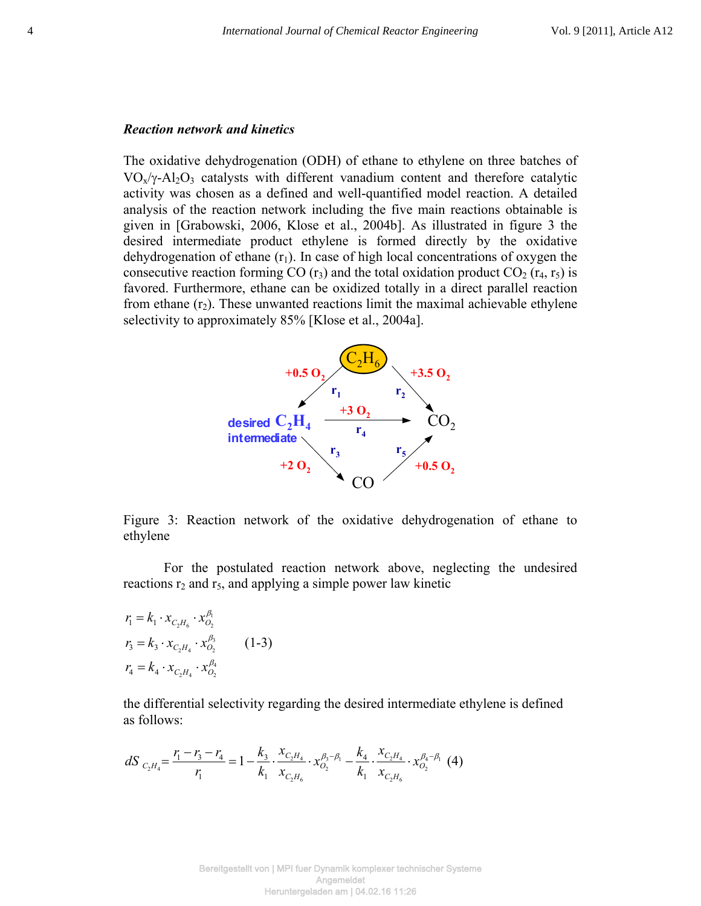### *Reaction network and kinetics*

The oxidative dehydrogenation (ODH) of ethane to ethylene on three batches of $VO_x/\gamma\text{-}Al_2O_3$ catalysts with different vanadium content and therefore catalytic activity was chosen as a defined and well-quantified model reaction. A detailed analysis of the reaction network including the five main reactions obtainable is given in [Grabowski, 2006, Klose et al., 2004b]. As illustrated in figure 3 the desired intermediate product ethylene is formed directly by the oxidative dehydrogenation of ethane ($r_1$). In case of high local concentrations of oxygen the consecutive reaction forming CO ($r_3$) and the total oxidation product $CO_2$ ($r_4$, $r_5$) is favored. Furthermore, ethane can be oxidized totally in a direct parallel reaction from ethane ($r_2$). These unwanted reactions limit the maximal achievable ethylene selectivity to approximately 85% [Klose et al., 2004a].

Figure 3: Reaction network of the oxidative dehydrogenation of ethane to ethylene

For the postulated reaction network above, neglecting the undesired reactions $r_2$ and $r_5$, and applying a simple power law kinetic

$$
\begin{aligned}
r_1 &= k_1 \cdot x_{C_2H_6} \cdot x_{O_2}^{\beta_1} \\
r_3 &= k_3 \cdot x_{C_2H_4} \cdot x_{O_2}^{\beta_3} \\
r_4 &= k_4 \cdot x_{C_2H_4} \cdot x_{O_2}^{\beta_4}
\end{aligned}
\qquad (1\text{-}3)
$$

the differential selectivity regarding the desired intermediate ethylene is defined as follows:

$$
dS_{C_2H_4} = \frac{r_1 - r_3 - r_4}{r_1} = 1 - \frac{k_3}{k_1} \cdot \frac{x_{C_2H_4}}{x_{C_2H_6}} \cdot x_{O_2}^{\beta_3 - \beta_1} - \frac{k_4}{k_1} \cdot \frac{x_{C_2H_4}}{x_{C_2H_6}} \cdot x_{O_2}^{\beta_4 - \beta_1} \quad (4)
$$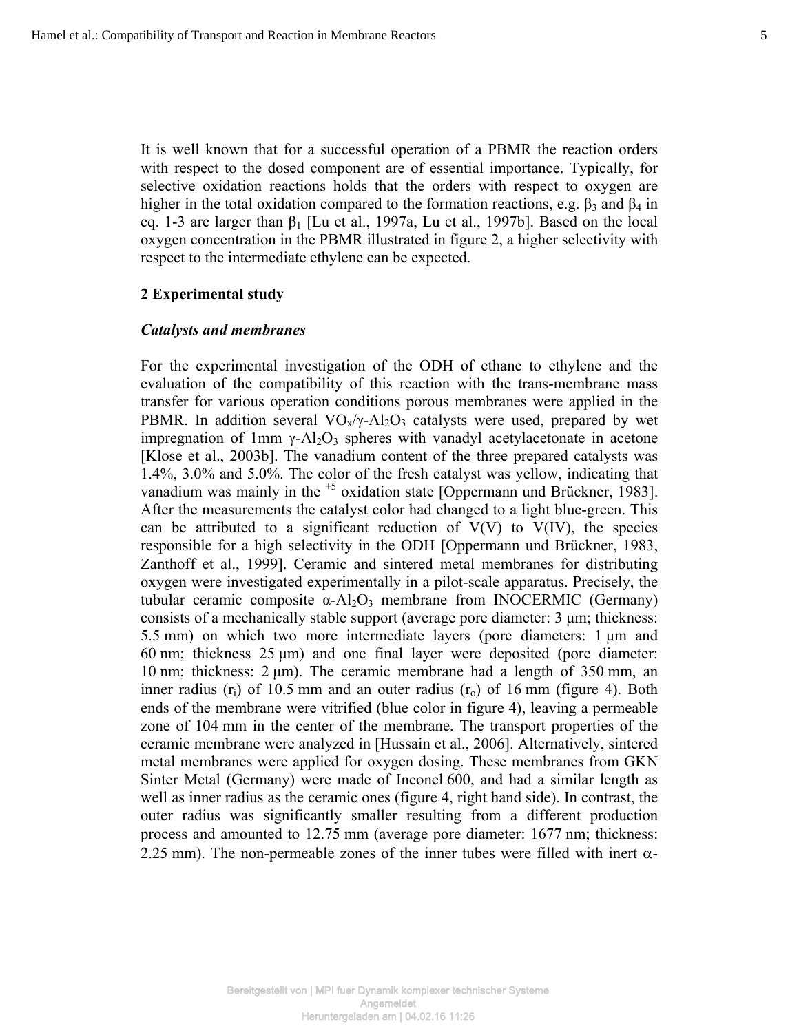It is well known that for a successful operation of a PBMR the reaction orders with respect to the dosed component are of essential importance. Typically, for selective oxidation reactions holds that the orders with respect to oxygen are higher in the total oxidation compared to the formation reactions, e.g. $\beta_3$ and $\beta_4$ in eq. 1-3 are larger than $\beta_1$ [Lu et al., 1997a, Lu et al., 1997b]. Based on the local oxygen concentration in the PBMR illustrated in figure 2, a higher selectivity with respect to the intermediate ethylene can be expected.

## 2 Experimental study

### *Catalysts and membranes*

For the experimental investigation of the ODH of ethane to ethylene and the evaluation of the compatibility of this reaction with the trans-membrane mass transfer for various operation conditions porous membranes were applied in the PBMR. In addition several $VO_x/\gamma\text{-}Al_2O_3$ catalysts were used, prepared by wet impregnation of 1mm $\gamma\text{-}Al_2O_3$ spheres with vanadyl acetylacetonate in acetone [Klose et al., 2003b]. The vanadium content of the three prepared catalysts was 1.4%, 3.0% and 5.0%. The color of the fresh catalyst was yellow, indicating that vanadium was mainly in the $^{+5}$ oxidation state [Oppermann und Brückner, 1983]. After the measurements the catalyst color had changed to a light blue-green. This can be attributed to a significant reduction of V(V) to V(IV), the species responsible for a high selectivity in the ODH [Oppermann und Brückner, 1983, Zanthoff et al., 1999]. Ceramic and sintered metal membranes for distributing oxygen were investigated experimentally in a pilot-scale apparatus. Precisely, the tubular ceramic composite $\alpha\text{-}Al_2O_3$ membrane from INOCERMIC (Germany) consists of a mechanically stable support (average pore diameter: 3 μm; thickness: 5.5 mm) on which two more intermediate layers (pore diameters: 1 μm and 60 nm; thickness 25 μm) and one final layer were deposited (pore diameter: 10 nm; thickness: 2 μm). The ceramic membrane had a length of 350 mm, an inner radius ($r_i$) of 10.5 mm and an outer radius ($r_o$) of 16 mm (figure 4). Both ends of the membrane were vitrified (blue color in figure 4), leaving a permeable zone of 104 mm in the center of the membrane. The transport properties of the ceramic membrane were analyzed in [Hussain et al., 2006]. Alternatively, sintered metal membranes were applied for oxygen dosing. These membranes from GKN Sinter Metal (Germany) were made of Inconel 600, and had a similar length as well as inner radius as the ceramic ones (figure 4, right hand side). In contrast, the outer radius was significantly smaller resulting from a different production process and amounted to 12.75 mm (average pore diameter: 1677 nm; thickness: 2.25 mm). The non-permeable zones of the inner tubes were filled with inert $\alpha$-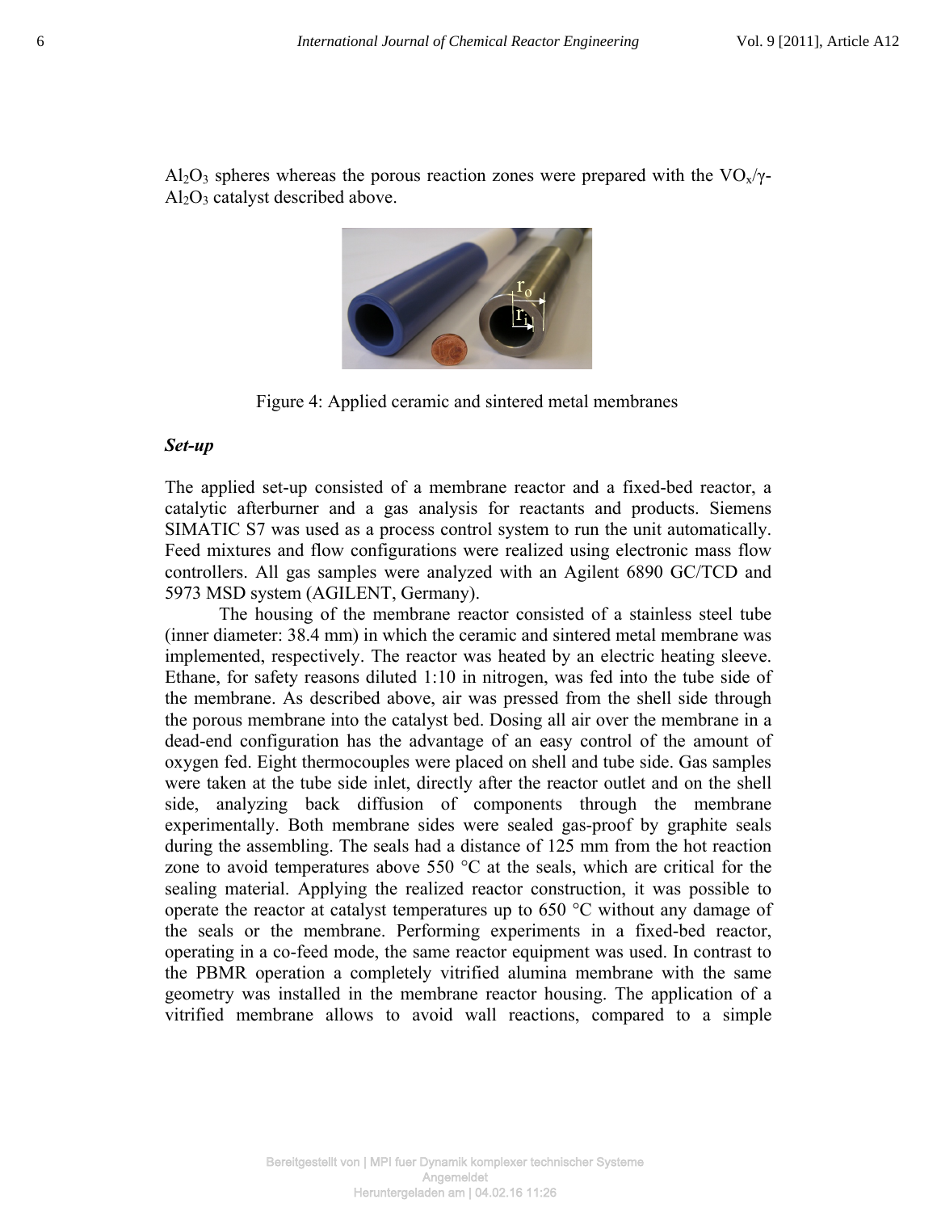$Al_2O_3$ spheres whereas the porous reaction zones were prepared with the $VO_x/\gamma$-$Al_2O_3$ catalyst described above.

Figure 4: Applied ceramic and sintered metal membranes

### *Set-up*

The applied set-up consisted of a membrane reactor and a fixed-bed reactor, a catalytic afterburner and a gas analysis for reactants and products. Siemens SIMATIC S7 was used as a process control system to run the unit automatically. Feed mixtures and flow configurations were realized using electronic mass flow controllers. All gas samples were analyzed with an Agilent 6890 GC/TCD and 5973 MSD system (AGILENT, Germany).

The housing of the membrane reactor consisted of a stainless steel tube (inner diameter: 38.4 mm) in which the ceramic and sintered metal membrane was implemented, respectively. The reactor was heated by an electric heating sleeve. Ethane, for safety reasons diluted 1:10 in nitrogen, was fed into the tube side of the membrane. As described above, air was pressed from the shell side through the porous membrane into the catalyst bed. Dosing all air over the membrane in a dead-end configuration has the advantage of an easy control of the amount of oxygen fed. Eight thermocouples were placed on shell and tube side. Gas samples were taken at the tube side inlet, directly after the reactor outlet and on the shell side, analyzing back diffusion of components through the membrane experimentally. Both membrane sides were sealed gas-proof by graphite seals during the assembling. The seals had a distance of 125 mm from the hot reaction zone to avoid temperatures above 550 °C at the seals, which are critical for the sealing material. Applying the realized reactor construction, it was possible to operate the reactor at catalyst temperatures up to 650 °C without any damage of the seals or the membrane. Performing experiments in a fixed-bed reactor, operating in a co-feed mode, the same reactor equipment was used. In contrast to the PBMR operation a completely vitrified alumina membrane with the same geometry was installed in the membrane reactor housing. The application of a vitrified membrane allows to avoid wall reactions, compared to a simple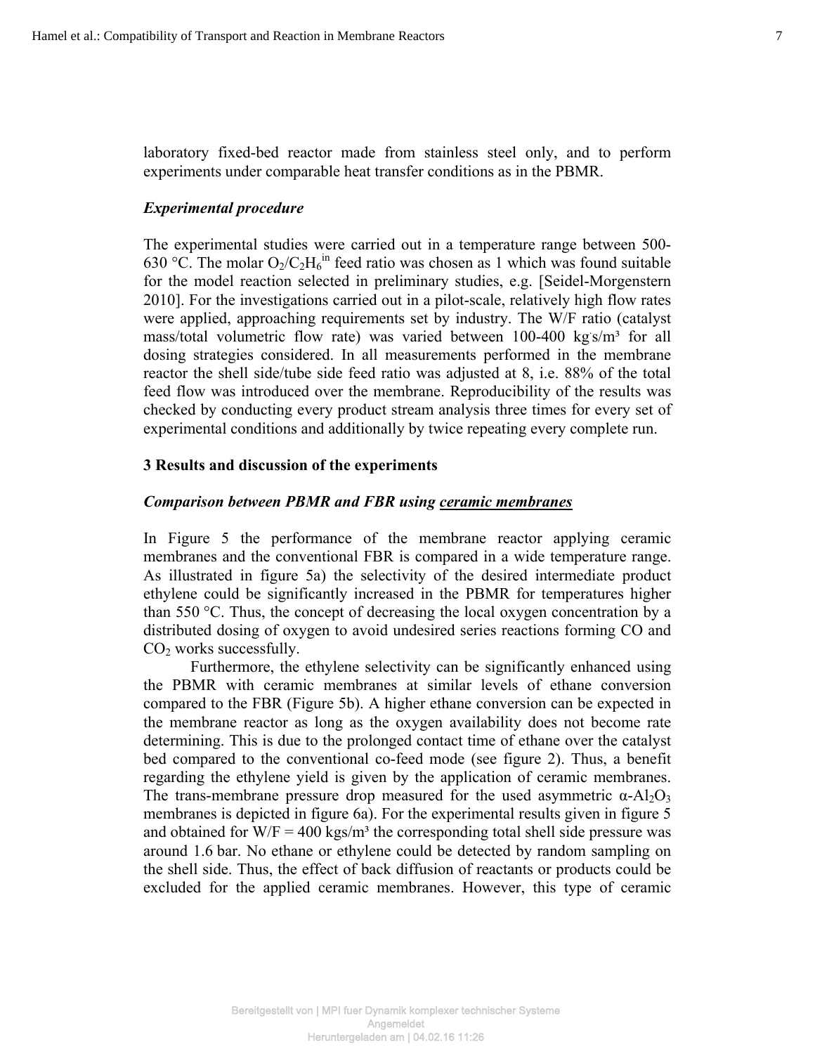laboratory fixed-bed reactor made from stainless steel only, and to perform experiments under comparable heat transfer conditions as in the PBMR.

### *Experimental procedure*

The experimental studies were carried out in a temperature range between 500-630 °C. The molar $O_2/C_2H_6^{in}$ feed ratio was chosen as 1 which was found suitable for the model reaction selected in preliminary studies, e.g. [Seidel-Morgenstern 2010]. For the investigations carried out in a pilot-scale, relatively high flow rates were applied, approaching requirements set by industry. The W/F ratio (catalyst mass/total volumetric flow rate) was varied between 100-400 kg·s/m³ for all dosing strategies considered. In all measurements performed in the membrane reactor the shell side/tube side feed ratio was adjusted at 8, i.e. 88% of the total feed flow was introduced over the membrane. Reproducibility of the results was checked by conducting every product stream analysis three times for every set of experimental conditions and additionally by twice repeating every complete run.

## 3 Results and discussion of the experiments

### *Comparison between PBMR and FBR using ceramic membranes*

In Figure 5 the performance of the membrane reactor applying ceramic membranes and the conventional FBR is compared in a wide temperature range. As illustrated in figure 5a) the selectivity of the desired intermediate product ethylene could be significantly increased in the PBMR for temperatures higher than 550 °C. Thus, the concept of decreasing the local oxygen concentration by a distributed dosing of oxygen to avoid undesired series reactions forming CO and $CO_2$ works successfully.

Furthermore, the ethylene selectivity can be significantly enhanced using the PBMR with ceramic membranes at similar levels of ethane conversion compared to the FBR (Figure 5b). A higher ethane conversion can be expected in the membrane reactor as long as the oxygen availability does not become rate determining. This is due to the prolonged contact time of ethane over the catalyst bed compared to the conventional co-feed mode (see figure 2). Thus, a benefit regarding the ethylene yield is given by the application of ceramic membranes. The trans-membrane pressure drop measured for the used asymmetric $\alpha$-$Al_2O_3$ membranes is depicted in figure 6a). For the experimental results given in figure 5 and obtained for W/F = 400 kgs/m³ the corresponding total shell side pressure was around 1.6 bar. No ethane or ethylene could be detected by random sampling on the shell side. Thus, the effect of back diffusion of reactants or products could be excluded for the applied ceramic membranes. However, this type of ceramic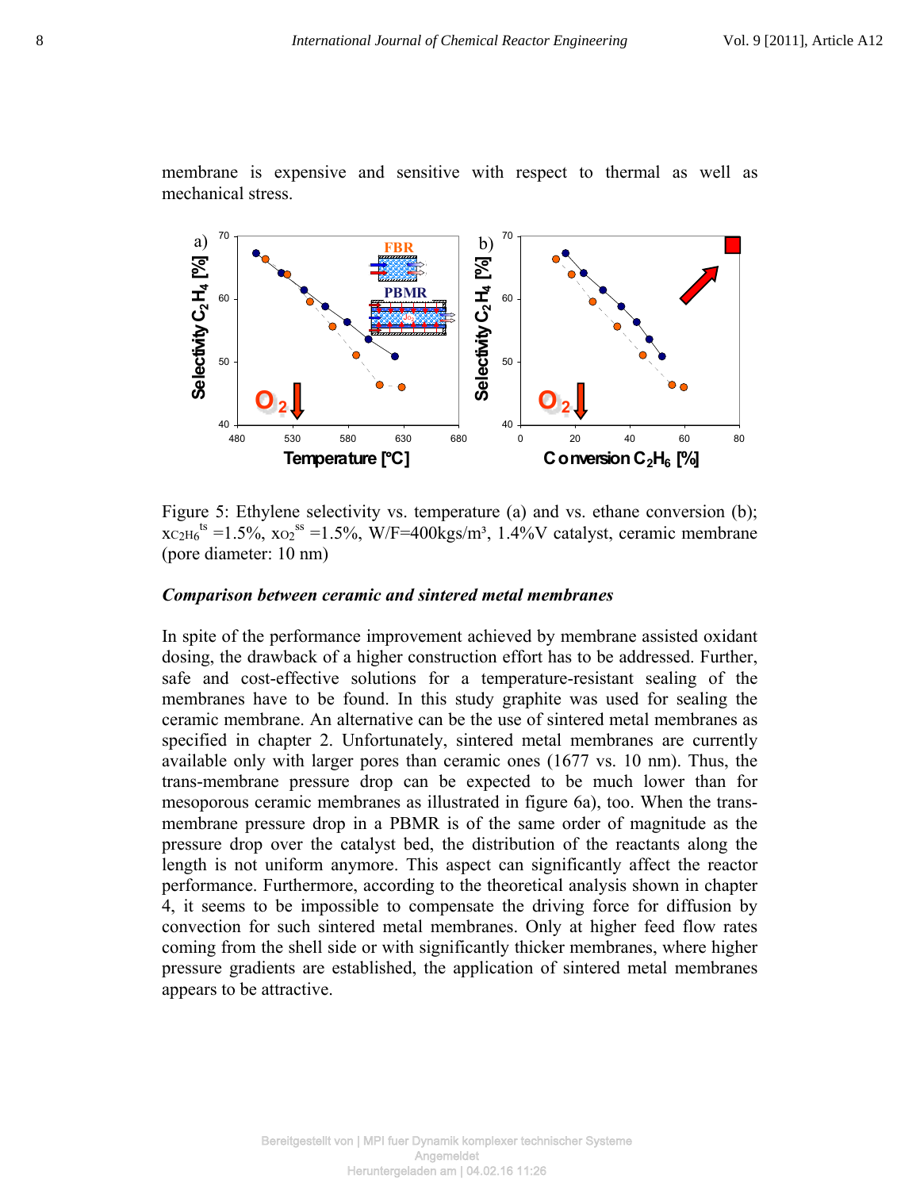membrane is expensive and sensitive with respect to thermal as well as mechanical stress.

Figure 5: Ethylene selectivity vs. temperature (a) and vs. ethane conversion (b); $x_{C_2H_6}^{ts}$ =1.5%, $x_{O_2}^{ss}$ =1.5%, W/F=400kgs/m³, 1.4%V catalyst, ceramic membrane (pore diameter: 10 nm)

### *Comparison between ceramic and sintered metal membranes*

In spite of the performance improvement achieved by membrane assisted oxidant dosing, the drawback of a higher construction effort has to be addressed. Further, safe and cost-effective solutions for a temperature-resistant sealing of the membranes have to be found. In this study graphite was used for sealing the ceramic membrane. An alternative can be the use of sintered metal membranes as specified in chapter 2. Unfortunately, sintered metal membranes are currently available only with larger pores than ceramic ones (1677 vs. 10 nm). Thus, the trans-membrane pressure drop can be expected to be much lower than for mesoporous ceramic membranes as illustrated in figure 6a), too. When the trans-membrane pressure drop in a PBMR is of the same order of magnitude as the pressure drop over the catalyst bed, the distribution of the reactants along the length is not uniform anymore. This aspect can significantly affect the reactor performance. Furthermore, according to the theoretical analysis shown in chapter 4, it seems to be impossible to compensate the driving force for diffusion by convection for such sintered metal membranes. Only at higher feed flow rates coming from the shell side or with significantly thicker membranes, where higher pressure gradients are established, the application of sintered metal membranes appears to be attractive.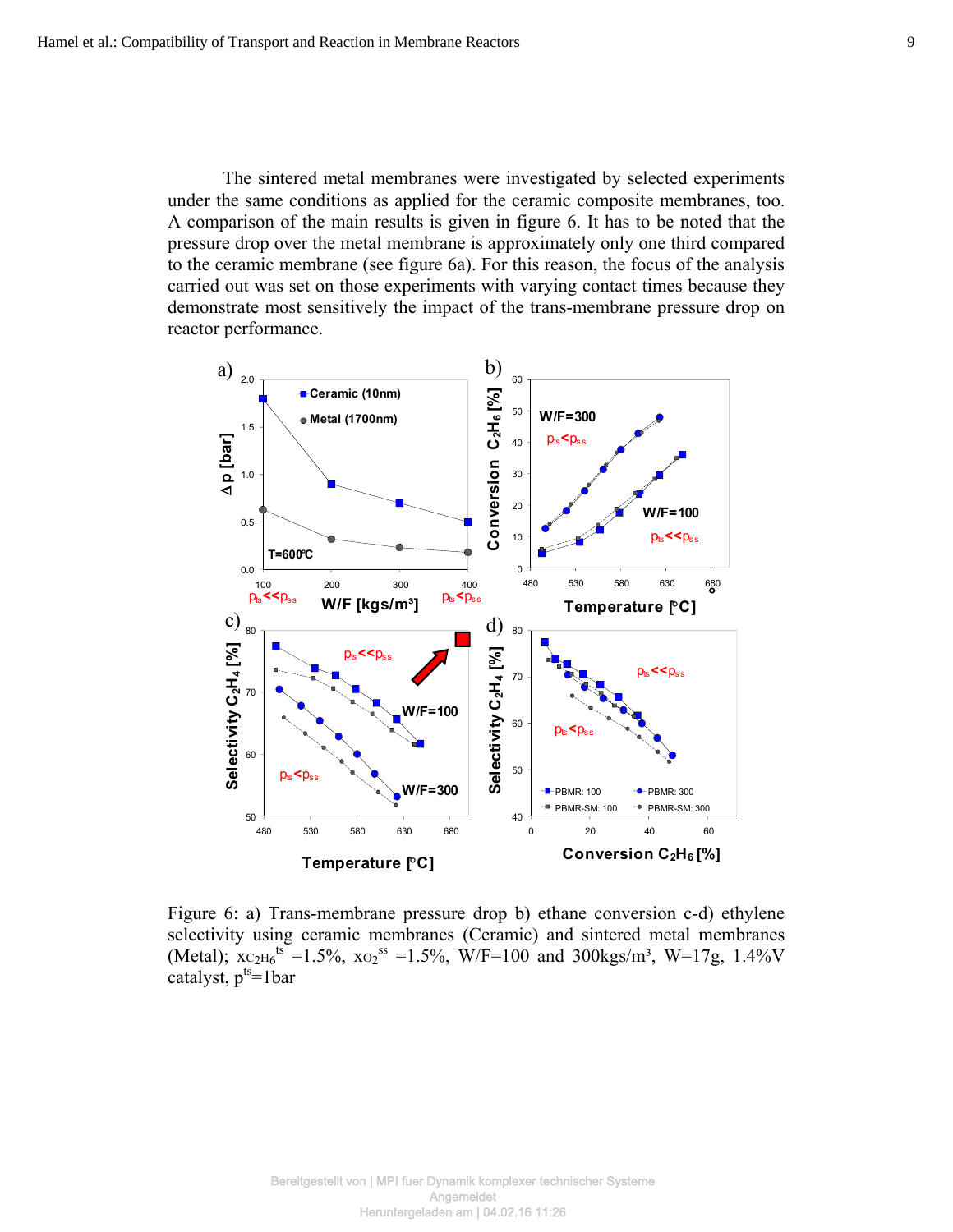The sintered metal membranes were investigated by selected experiments under the same conditions as applied for the ceramic composite membranes, too. A comparison of the main results is given in figure 6. It has to be noted that the pressure drop over the metal membrane is approximately only one third compared to the ceramic membrane (see figure 6a). For this reason, the focus of the analysis carried out was set on those experiments with varying contact times because they demonstrate most sensitively the impact of the trans-membrane pressure drop on reactor performance.

Figure 6: a) Trans-membrane pressure drop b) ethane conversion c-d) ethylene selectivity using ceramic membranes (Ceramic) and sintered metal membranes (Metal); $x_{C_2H_6}^{ts}$ =1.5%, $x_{O_2}^{ss}$ =1.5%, W/F=100 and 300kgs/m³, W=17g, 1.4%V catalyst, $p^{ts}$=1bar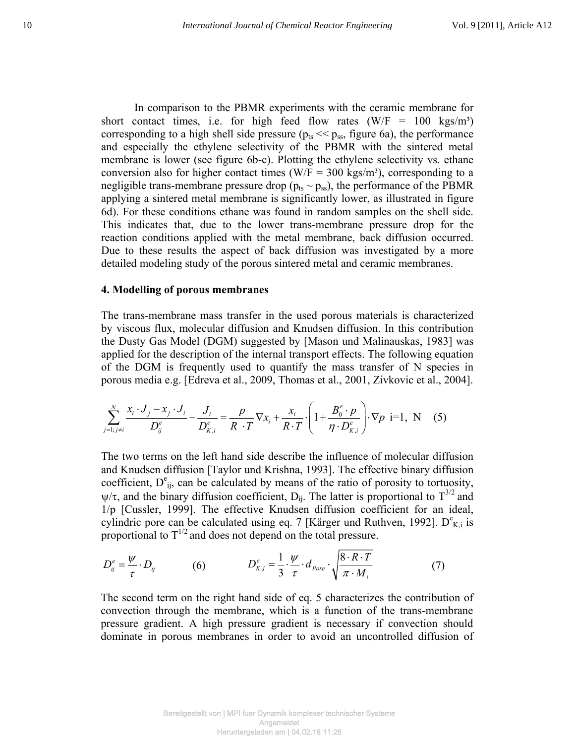In comparison to the PBMR experiments with the ceramic membrane for short contact times, i.e. for high feed flow rates (W/F = 100 kgs/m³) corresponding to a high shell side pressure ($p_{ts} << p_{ss}$, figure 6a), the performance and especially the ethylene selectivity of the PBMR with the sintered metal membrane is lower (see figure 6b-c). Plotting the ethylene selectivity vs. ethane conversion also for higher contact times (W/F = 300 kgs/m³), corresponding to a negligible trans-membrane pressure drop ($p_{ts} \sim p_{ss}$), the performance of the PBMR applying a sintered metal membrane is significantly lower, as illustrated in figure 6d). For these conditions ethane was found in random samples on the shell side. This indicates that, due to the lower trans-membrane pressure drop for the reaction conditions applied with the metal membrane, back diffusion occurred. Due to these results the aspect of back diffusion was investigated by a more detailed modeling study of the porous sintered metal and ceramic membranes.

## 4. Modelling of porous membranes

The trans-membrane mass transfer in the used porous materials is characterized by viscous flux, molecular diffusion and Knudsen diffusion. In this contribution the Dusty Gas Model (DGM) suggested by [Mason und Malinauskas, 1983] was applied for the description of the internal transport effects. The following equation of the DGM is frequently used to quantify the mass transfer of N species in porous media e.g. [Edreva et al., 2009, Thomas et al., 2001, Zivkovic et al., 2004].

$$\sum_{j=1;\, j\neq i}^{N} \frac{x_i \cdot J_j - x_j \cdot J_i}{D_{ij}^e} - \frac{J_i}{D_{K,i}^e} = \frac{p}{R \cdot T} \nabla x_i + \frac{x_i}{R \cdot T} \cdot \left(1 + \frac{B_0^e \cdot p}{\eta \cdot D_{K,i}^e}\right) \cdot \nabla p \quad \text{i=1, N} \quad (5)$$

The two terms on the left hand side describe the influence of molecular diffusion and Knudsen diffusion [Taylor und Krishna, 1993]. The effective binary diffusion coefficient, $D^e_{ij}$, can be calculated by means of the ratio of porosity to tortuosity, $\psi/\tau$, and the binary diffusion coefficient, $D_{ij}$. The latter is proportional to $T^{3/2}$ and $1/p$ [Cussler, 1999]. The effective Knudsen diffusion coefficient for an ideal, cylindric pore can be calculated using eq. 7 [Kärger und Ruthven, 1992]. $D^e_{K,i}$ is proportional to $T^{1/2}$ and does not depend on the total pressure.

$$D_{ij}^e = \frac{\psi}{\tau} \cdot D_{ij} \quad (6) \qquad\qquad D_{K,i}^e = \frac{1}{3} \cdot \frac{\psi}{\tau} \cdot d_{Pore} \cdot \sqrt{\frac{8 \cdot R \cdot T}{\pi \cdot M_i}} \quad (7)$$

The second term on the right hand side of eq. 5 characterizes the contribution of convection through the membrane, which is a function of the trans-membrane pressure gradient. A high pressure gradient is necessary if convection should dominate in porous membranes in order to avoid an uncontrolled diffusion of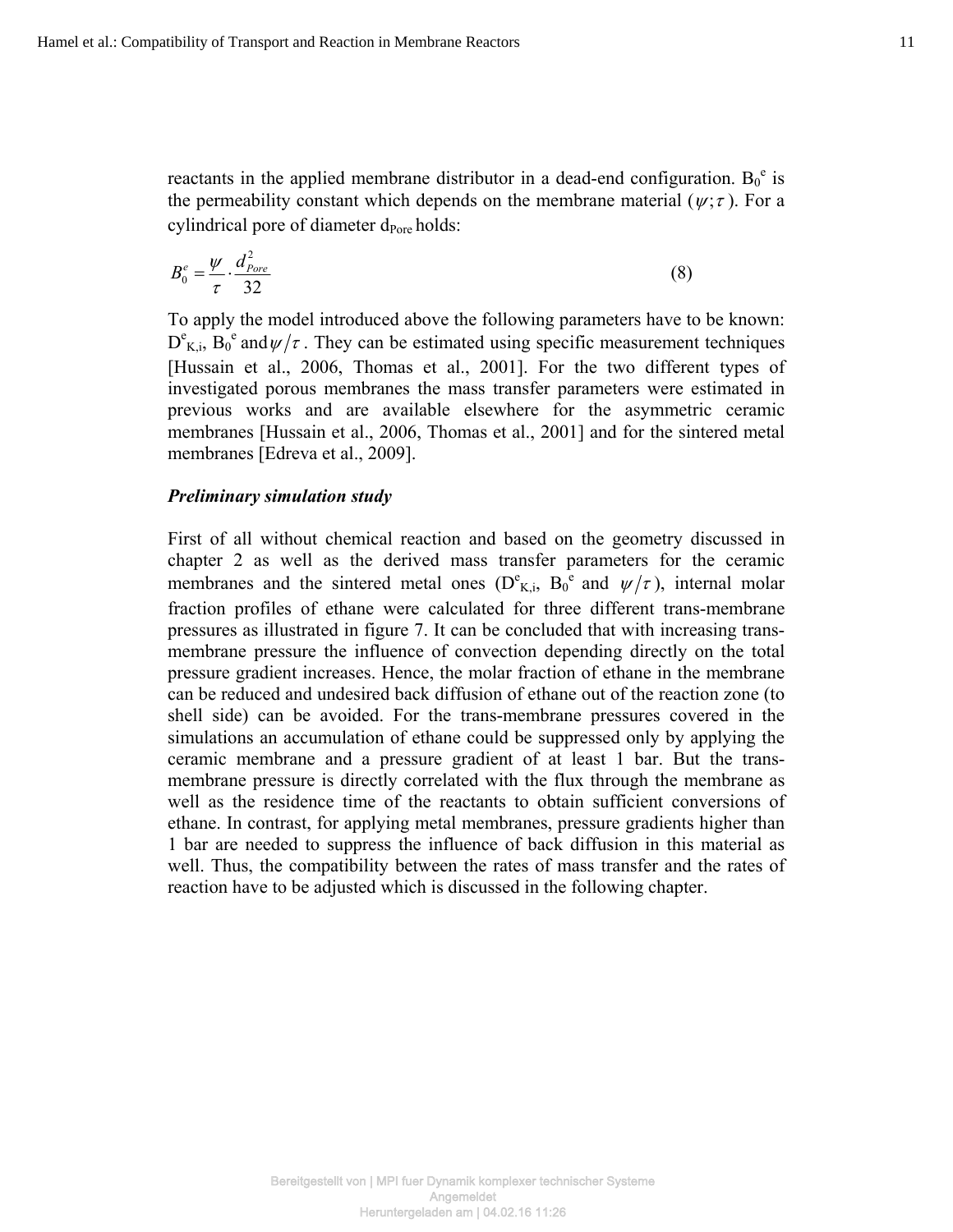reactants in the applied membrane distributor in a dead-end configuration. $B_0^e$ is the permeability constant which depends on the membrane material ($\psi;\tau$). For a cylindrical pore of diameter $d_{Pore}$ holds:

$$B_0^e = \frac{\psi}{\tau} \cdot \frac{d_{Pore}^2}{32} \tag{8}$$

To apply the model introduced above the following parameters have to be known: $D^e_{K,i}$, $B_0^e$ and $\psi/\tau$. They can be estimated using specific measurement techniques [Hussain et al., 2006, Thomas et al., 2001]. For the two different types of investigated porous membranes the mass transfer parameters were estimated in previous works and are available elsewhere for the asymmetric ceramic membranes [Hussain et al., 2006, Thomas et al., 2001] and for the sintered metal membranes [Edreva et al., 2009].

***Preliminary simulation study***

First of all without chemical reaction and based on the geometry discussed in chapter 2 as well as the derived mass transfer parameters for the ceramic membranes and the sintered metal ones ($D^e_{K,i}$, $B_0^e$ and $\psi/\tau$), internal molar fraction profiles of ethane were calculated for three different trans-membrane pressures as illustrated in figure 7. It can be concluded that with increasing trans-membrane pressure the influence of convection depending directly on the total pressure gradient increases. Hence, the molar fraction of ethane in the membrane can be reduced and undesired back diffusion of ethane out of the reaction zone (to shell side) can be avoided. For the trans-membrane pressures covered in the simulations an accumulation of ethane could be suppressed only by applying the ceramic membrane and a pressure gradient of at least 1 bar. But the trans-membrane pressure is directly correlated with the flux through the membrane as well as the residence time of the reactants to obtain sufficient conversions of ethane. In contrast, for applying metal membranes, pressure gradients higher than 1 bar are needed to suppress the influence of back diffusion in this material as well. Thus, the compatibility between the rates of mass transfer and the rates of reaction have to be adjusted which is discussed in the following chapter.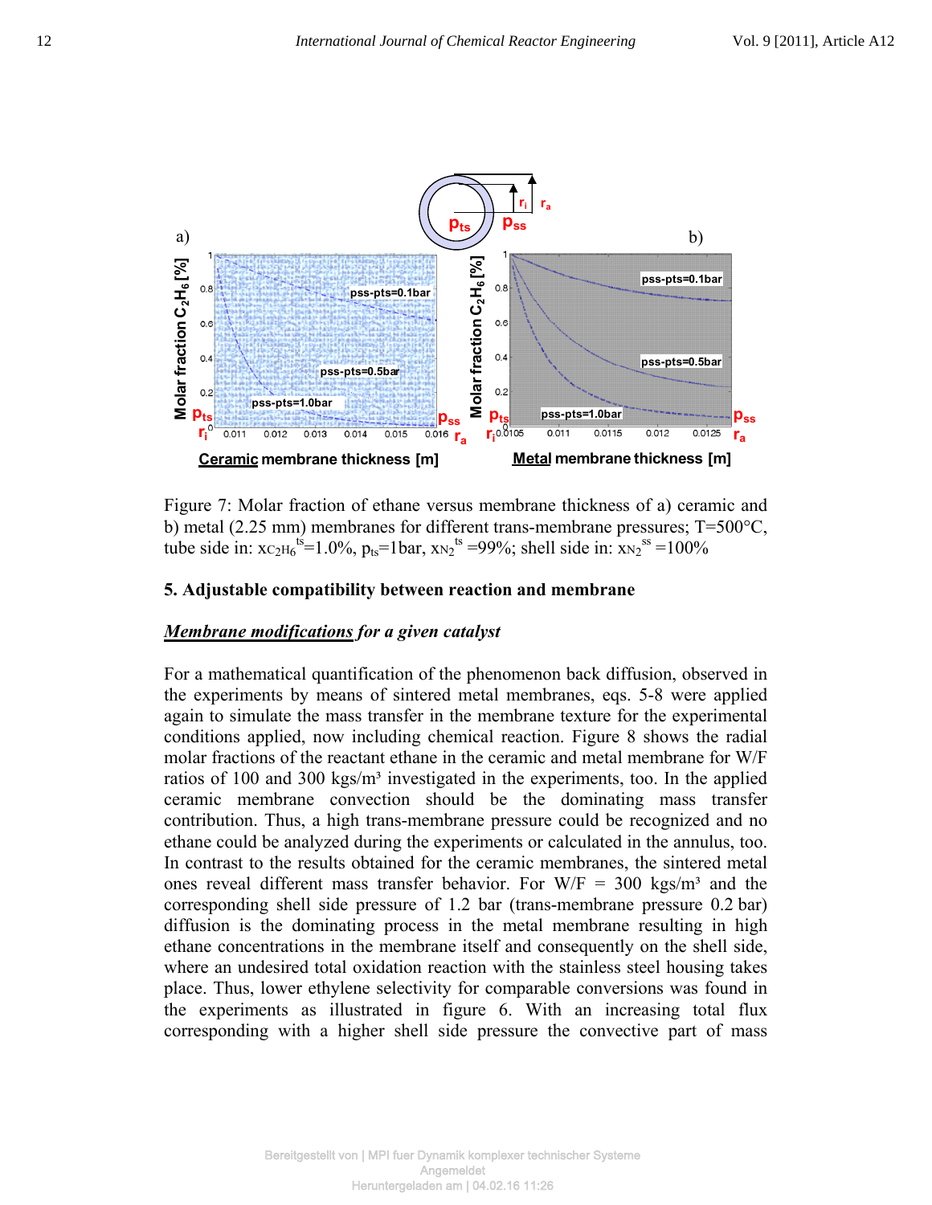Figure 7: Molar fraction of ethane versus membrane thickness of a) ceramic and b) metal (2.25 mm) membranes for different trans-membrane pressures; T=500°C, tube side in: $x_{C_2H_6}^{ts}$=1.0%, $p_{ts}$=1bar, $x_{N_2}^{ts}$ =99%; shell side in: $x_{N_2}^{ss}$ =100%

## 5. Adjustable compatibility between reaction and membrane

### *Membrane modifications for a given catalyst*

For a mathematical quantification of the phenomenon back diffusion, observed in the experiments by means of sintered metal membranes, eqs. 5-8 were applied again to simulate the mass transfer in the membrane texture for the experimental conditions applied, now including chemical reaction. Figure 8 shows the radial molar fractions of the reactant ethane in the ceramic and metal membrane for W/F ratios of 100 and 300 kgs/m³ investigated in the experiments, too. In the applied ceramic membrane convection should be the dominating mass transfer contribution. Thus, a high trans-membrane pressure could be recognized and no ethane could be analyzed during the experiments or calculated in the annulus, too. In contrast to the results obtained for the ceramic membranes, the sintered metal ones reveal different mass transfer behavior. For W/F = 300 kgs/m³ and the corresponding shell side pressure of 1.2 bar (trans-membrane pressure 0.2 bar) diffusion is the dominating process in the metal membrane resulting in high ethane concentrations in the membrane itself and consequently on the shell side, where an undesired total oxidation reaction with the stainless steel housing takes place. Thus, lower ethylene selectivity for comparable conversions was found in the experiments as illustrated in figure 6. With an increasing total flux corresponding with a higher shell side pressure the convective part of mass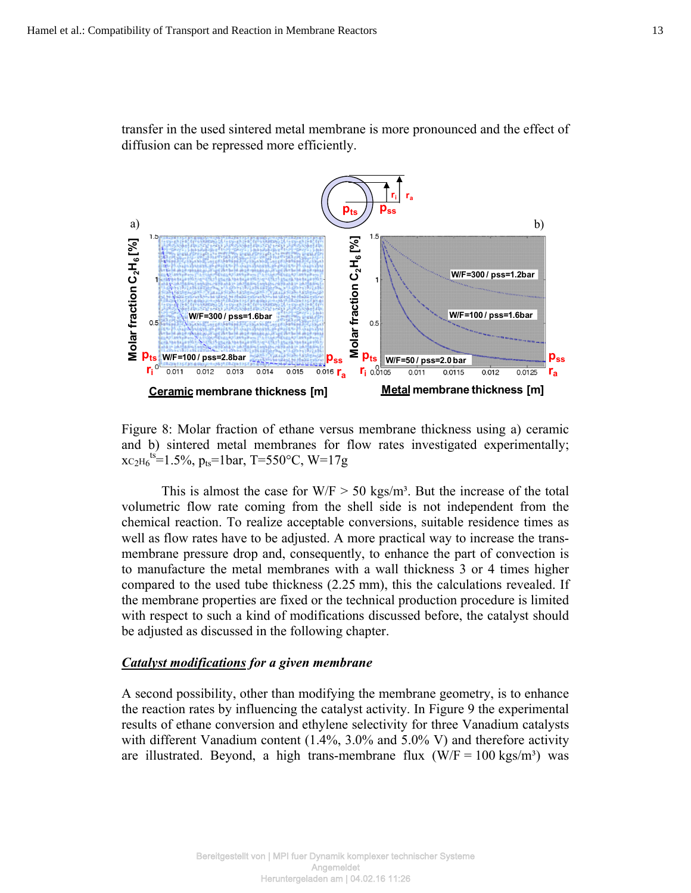transfer in the used sintered metal membrane is more pronounced and the effect of diffusion can be repressed more efficiently.

Figure 8: Molar fraction of ethane versus membrane thickness using a) ceramic and b) sintered metal membranes for flow rates investigated experimentally; $x_{C_2H_6}^{ts}$=1.5%, $p_{ts}$=1bar, T=550°C, W=17g

This is almost the case for W/F > 50 kgs/m³. But the increase of the total volumetric flow rate coming from the shell side is not independent from the chemical reaction. To realize acceptable conversions, suitable residence times as well as flow rates have to be adjusted. A more practical way to increase the trans-membrane pressure drop and, consequently, to enhance the part of convection is to manufacture the metal membranes with a wall thickness 3 or 4 times higher compared to the used tube thickness (2.25 mm), this the calculations revealed. If the membrane properties are fixed or the technical production procedure is limited with respect to such a kind of modifications discussed before, the catalyst should be adjusted as discussed in the following chapter.

***Catalyst modifications** for a given membrane*

A second possibility, other than modifying the membrane geometry, is to enhance the reaction rates by influencing the catalyst activity. In Figure 9 the experimental results of ethane conversion and ethylene selectivity for three Vanadium catalysts with different Vanadium content (1.4%, 3.0% and 5.0% V) and therefore activity are illustrated. Beyond, a high trans-membrane flux (W/F = 100 kgs/m³) was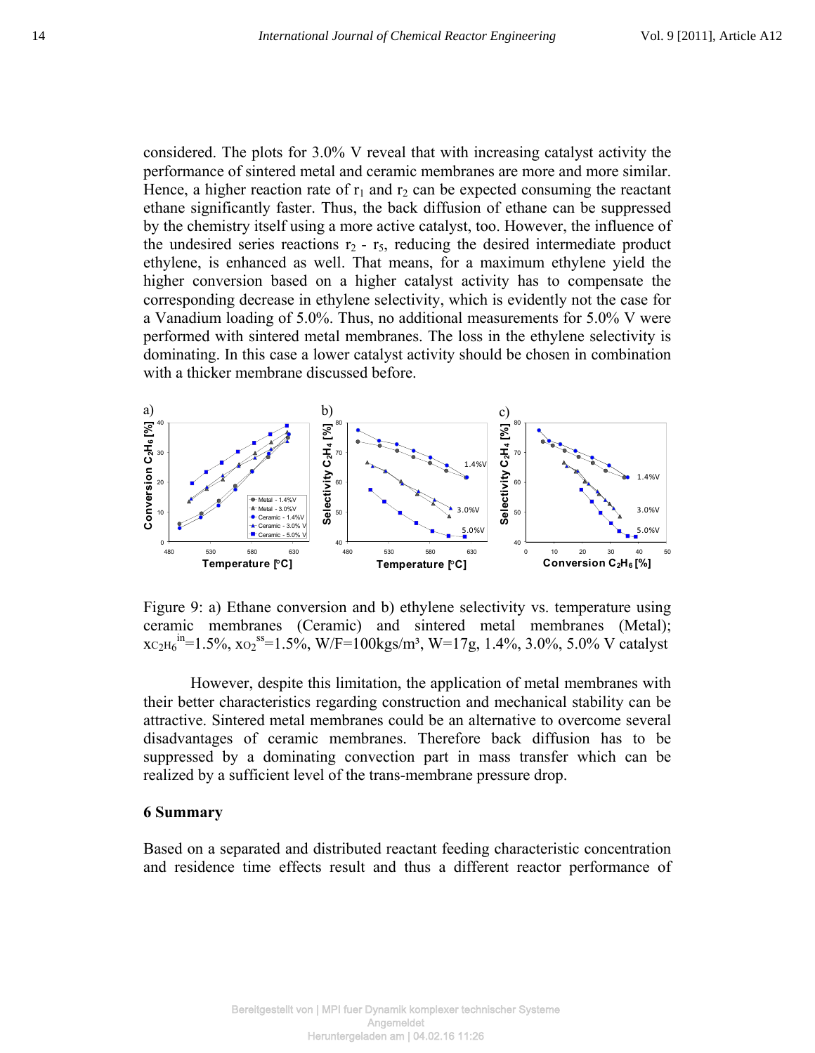considered. The plots for 3.0% V reveal that with increasing catalyst activity the performance of sintered metal and ceramic membranes are more and more similar. Hence, a higher reaction rate of $r_1$ and $r_2$ can be expected consuming the reactant ethane significantly faster. Thus, the back diffusion of ethane can be suppressed by the chemistry itself using a more active catalyst, too. However, the influence of the undesired series reactions $r_2$ - $r_5$, reducing the desired intermediate product ethylene, is enhanced as well. That means, for a maximum ethylene yield the higher conversion based on a higher catalyst activity has to compensate the corresponding decrease in ethylene selectivity, which is evidently not the case for a Vanadium loading of 5.0%. Thus, no additional measurements for 5.0% V were performed with sintered metal membranes. The loss in the ethylene selectivity is dominating. In this case a lower catalyst activity should be chosen in combination with a thicker membrane discussed before.

Figure 9: a) Ethane conversion and b) ethylene selectivity vs. temperature using ceramic membranes (Ceramic) and sintered metal membranes (Metal); $x_{C_2H_6}^{in}$=1.5%, $x_{O_2}^{ss}$=1.5%, W/F=100kgs/m³, W=17g, 1.4%, 3.0%, 5.0% V catalyst

However, despite this limitation, the application of metal membranes with their better characteristics regarding construction and mechanical stability can be attractive. Sintered metal membranes could be an alternative to overcome several disadvantages of ceramic membranes. Therefore back diffusion has to be suppressed by a dominating convection part in mass transfer which can be realized by a sufficient level of the trans-membrane pressure drop.

## 6 Summary

Based on a separated and distributed reactant feeding characteristic concentration and residence time effects result and thus a different reactor performance of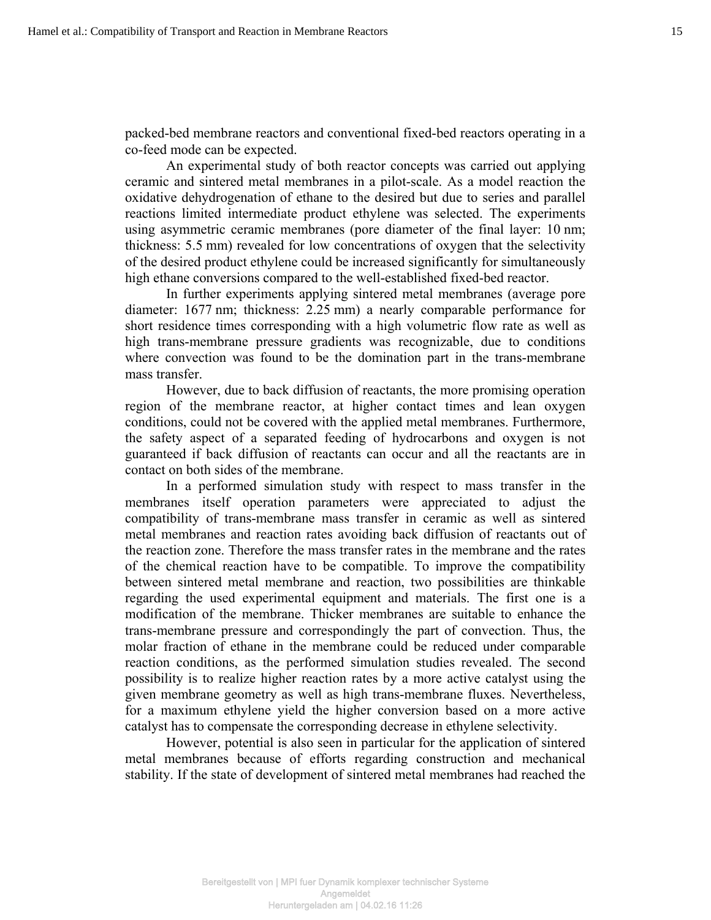packed-bed membrane reactors and conventional fixed-bed reactors operating in a co-feed mode can be expected.

An experimental study of both reactor concepts was carried out applying ceramic and sintered metal membranes in a pilot-scale. As a model reaction the oxidative dehydrogenation of ethane to the desired but due to series and parallel reactions limited intermediate product ethylene was selected. The experiments using asymmetric ceramic membranes (pore diameter of the final layer: 10 nm; thickness: 5.5 mm) revealed for low concentrations of oxygen that the selectivity of the desired product ethylene could be increased significantly for simultaneously high ethane conversions compared to the well-established fixed-bed reactor.

In further experiments applying sintered metal membranes (average pore diameter: 1677 nm; thickness: 2.25 mm) a nearly comparable performance for short residence times corresponding with a high volumetric flow rate as well as high trans-membrane pressure gradients was recognizable, due to conditions where convection was found to be the domination part in the trans-membrane mass transfer.

However, due to back diffusion of reactants, the more promising operation region of the membrane reactor, at higher contact times and lean oxygen conditions, could not be covered with the applied metal membranes. Furthermore, the safety aspect of a separated feeding of hydrocarbons and oxygen is not guaranteed if back diffusion of reactants can occur and all the reactants are in contact on both sides of the membrane.

In a performed simulation study with respect to mass transfer in the membranes itself operation parameters were appreciated to adjust the compatibility of trans-membrane mass transfer in ceramic as well as sintered metal membranes and reaction rates avoiding back diffusion of reactants out of the reaction zone. Therefore the mass transfer rates in the membrane and the rates of the chemical reaction have to be compatible. To improve the compatibility between sintered metal membrane and reaction, two possibilities are thinkable regarding the used experimental equipment and materials. The first one is a modification of the membrane. Thicker membranes are suitable to enhance the trans-membrane pressure and correspondingly the part of convection. Thus, the molar fraction of ethane in the membrane could be reduced under comparable reaction conditions, as the performed simulation studies revealed. The second possibility is to realize higher reaction rates by a more active catalyst using the given membrane geometry as well as high trans-membrane fluxes. Nevertheless, for a maximum ethylene yield the higher conversion based on a more active catalyst has to compensate the corresponding decrease in ethylene selectivity.

However, potential is also seen in particular for the application of sintered metal membranes because of efforts regarding construction and mechanical stability. If the state of development of sintered metal membranes had reached the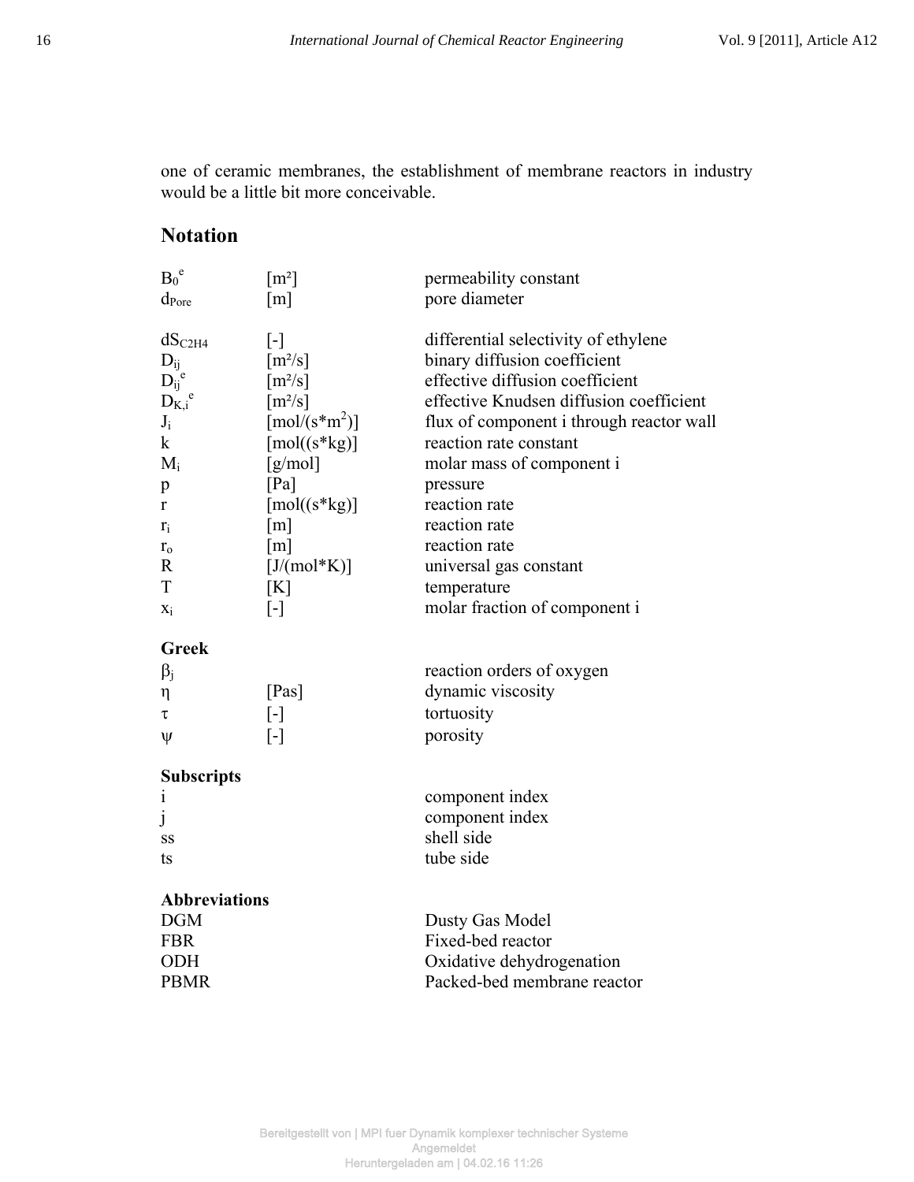one of ceramic membranes, the establishment of membrane reactors in industry would be a little bit more conceivable.

## Notation

| | | |
|---|---|---|
| $B_0^e$ | [m²] | permeability constant |
| $d_{Pore}$ | [m] | pore diameter |
| $dS_{C2H4}$ | [-] | differential selectivity of ethylene |
| $D_{ij}$ | [m²/s] | binary diffusion coefficient |
| $D_{ij}^e$ | [m²/s] | effective diffusion coefficient |
| $D_{K,i}^e$ | [m²/s] | effective Knudsen diffusion coefficient |
| $J_i$ | [mol/(s*m²)] | flux of component i through reactor wall |
| k | [mol((s*kg)] | reaction rate constant |
| $M_i$ | [g/mol] | molar mass of component i |
| p | [Pa] | pressure |
| r | [mol((s*kg)] | reaction rate |
| $r_i$ | [m] | reaction rate |
| $r_o$ | [m] | reaction rate |
| R | [J/(mol*K)] | universal gas constant |
| T | [K] | temperature |
| $x_i$ | [-] | molar fraction of component i |

### Greek

| | | |
|---|---|---|
| $\beta_j$ | | reaction orders of oxygen |
| $\eta$ | [Pas] | dynamic viscosity |
| $\tau$ | [-] | tortuosity |
| $\psi$ | [-] | porosity |

### Subscripts

| | |
|---|---|
| i | component index |
| j | component index |
| ss | shell side |
| ts | tube side |

### Abbreviations

| | |
|---|---|
| DGM | Dusty Gas Model |
| FBR | Fixed-bed reactor |
| ODH | Oxidative dehydrogenation |
| PBMR | Packed-bed membrane reactor |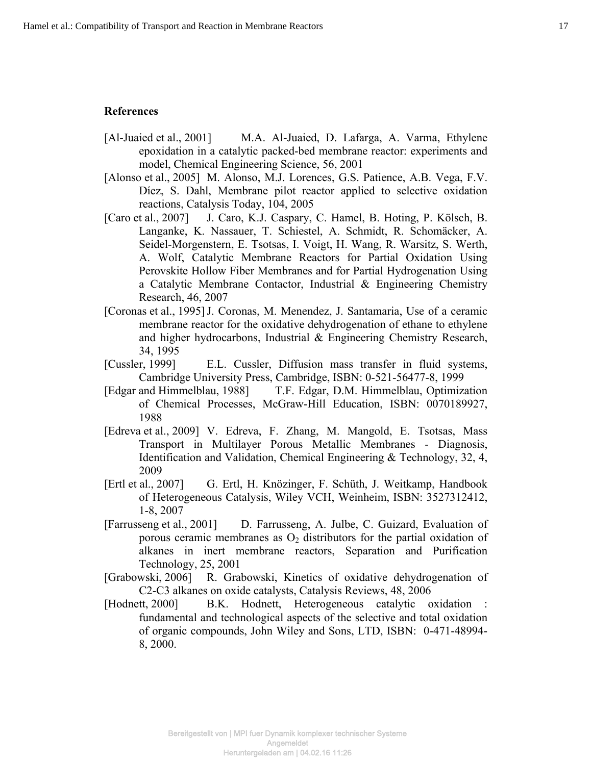## References

[Al-Juaied et al., 2001] M.A. Al-Juaied, D. Lafarga, A. Varma, Ethylene epoxidation in a catalytic packed-bed membrane reactor: experiments and model, Chemical Engineering Science, 56, 2001

[Alonso et al., 2005] M. Alonso, M.J. Lorences, G.S. Patience, A.B. Vega, F.V. Díez, S. Dahl, Membrane pilot reactor applied to selective oxidation reactions, Catalysis Today, 104, 2005

[Caro et al., 2007] J. Caro, K.J. Caspary, C. Hamel, B. Hoting, P. Kölsch, B. Langanke, K. Nassauer, T. Schiestel, A. Schmidt, R. Schomäcker, A. Seidel-Morgenstern, E. Tsotsas, I. Voigt, H. Wang, R. Warsitz, S. Werth, A. Wolf, Catalytic Membrane Reactors for Partial Oxidation Using Perovskite Hollow Fiber Membranes and for Partial Hydrogenation Using a Catalytic Membrane Contactor, Industrial & Engineering Chemistry Research, 46, 2007

[Coronas et al., 1995] J. Coronas, M. Menendez, J. Santamaria, Use of a ceramic membrane reactor for the oxidative dehydrogenation of ethane to ethylene and higher hydrocarbons, Industrial & Engineering Chemistry Research, 34, 1995

[Cussler, 1999] E.L. Cussler, Diffusion mass transfer in fluid systems, Cambridge University Press, Cambridge, ISBN: 0-521-56477-8, 1999

[Edgar and Himmelblau, 1988] T.F. Edgar, D.M. Himmelblau, Optimization of Chemical Processes, McGraw-Hill Education, ISBN: 0070189927, 1988

[Edreva et al., 2009] V. Edreva, F. Zhang, M. Mangold, E. Tsotsas, Mass Transport in Multilayer Porous Metallic Membranes - Diagnosis, Identification and Validation, Chemical Engineering & Technology, 32, 4, 2009

[Ertl et al., 2007] G. Ertl, H. Knözinger, F. Schüth, J. Weitkamp, Handbook of Heterogeneous Catalysis, Wiley VCH, Weinheim, ISBN: 3527312412, 1-8, 2007

[Farrusseng et al., 2001] D. Farrusseng, A. Julbe, C. Guizard, Evaluation of porous ceramic membranes as $O_2$ distributors for the partial oxidation of alkanes in inert membrane reactors, Separation and Purification Technology, 25, 2001

[Grabowski, 2006] R. Grabowski, Kinetics of oxidative dehydrogenation of C2-C3 alkanes on oxide catalysts, Catalysis Reviews, 48, 2006

[Hodnett, 2000] B.K. Hodnett, Heterogeneous catalytic oxidation : fundamental and technological aspects of the selective and total oxidation of organic compounds, John Wiley and Sons, LTD, ISBN: 0-471-48994-8, 2000.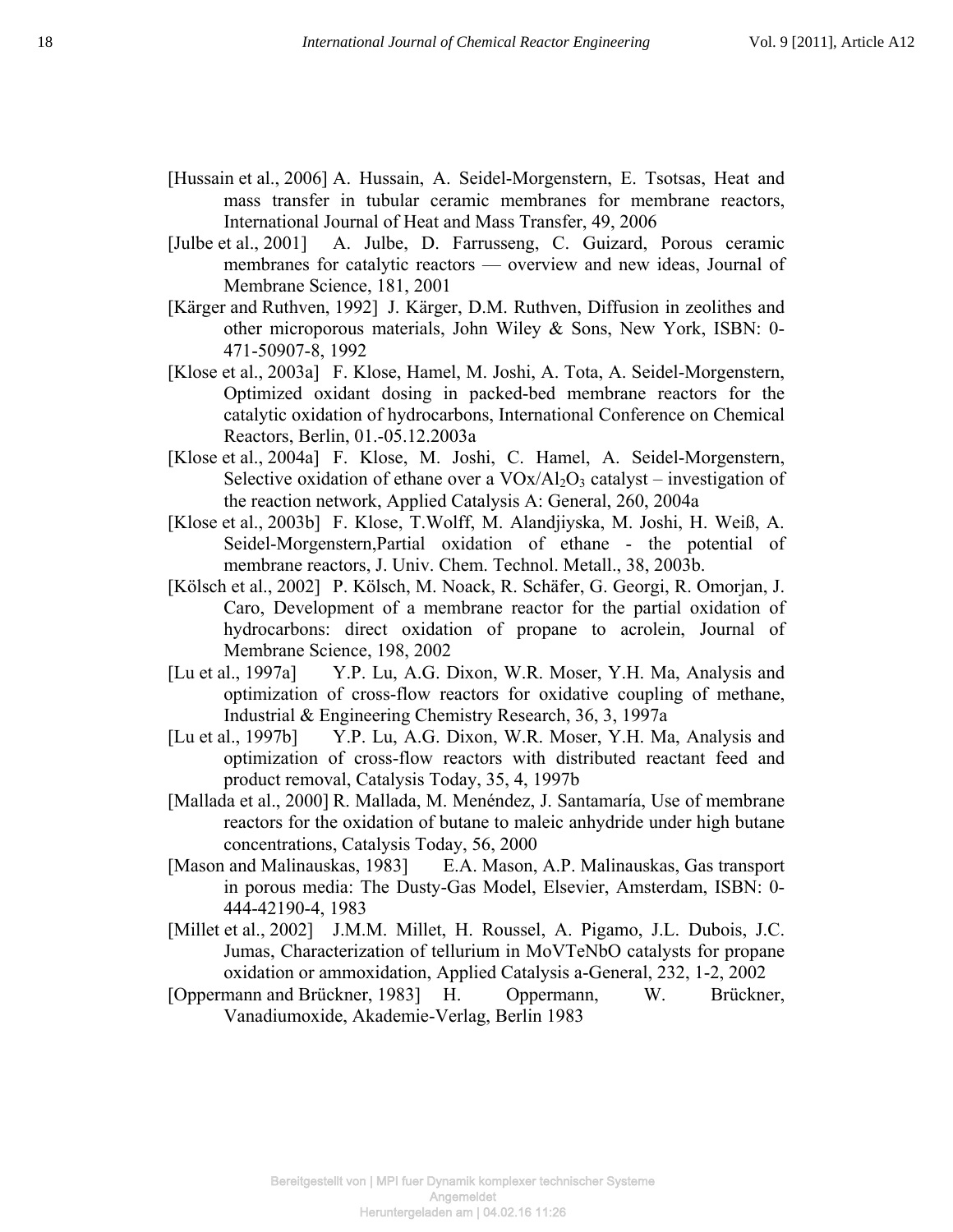[Hussain et al., 2006] A. Hussain, A. Seidel-Morgenstern, E. Tsotsas, Heat and mass transfer in tubular ceramic membranes for membrane reactors, International Journal of Heat and Mass Transfer, 49, 2006

[Julbe et al., 2001] A. Julbe, D. Farrusseng, C. Guizard, Porous ceramic membranes for catalytic reactors — overview and new ideas, Journal of Membrane Science, 181, 2001

[Kärger and Ruthven, 1992] J. Kärger, D.M. Ruthven, Diffusion in zeolithes and other microporous materials, John Wiley & Sons, New York, ISBN: 0-471-50907-8, 1992

[Klose et al., 2003a] F. Klose, Hamel, M. Joshi, A. Tota, A. Seidel-Morgenstern, Optimized oxidant dosing in packed-bed membrane reactors for the catalytic oxidation of hydrocarbons, International Conference on Chemical Reactors, Berlin, 01.-05.12.2003a

[Klose et al., 2004a] F. Klose, M. Joshi, C. Hamel, A. Seidel-Morgenstern, Selective oxidation of ethane over a $VOx/Al_2O_3$ catalyst – investigation of the reaction network, Applied Catalysis A: General, 260, 2004a

[Klose et al., 2003b] F. Klose, T.Wolff, M. Alandjiyska, M. Joshi, H. Weiß, A. Seidel-Morgenstern,Partial oxidation of ethane - the potential of membrane reactors, J. Univ. Chem. Technol. Metall., 38, 2003b.

[Kölsch et al., 2002] P. Kölsch, M. Noack, R. Schäfer, G. Georgi, R. Omorjan, J. Caro, Development of a membrane reactor for the partial oxidation of hydrocarbons: direct oxidation of propane to acrolein, Journal of Membrane Science, 198, 2002

[Lu et al., 1997a] Y.P. Lu, A.G. Dixon, W.R. Moser, Y.H. Ma, Analysis and optimization of cross-flow reactors for oxidative coupling of methane, Industrial & Engineering Chemistry Research, 36, 3, 1997a

[Lu et al., 1997b] Y.P. Lu, A.G. Dixon, W.R. Moser, Y.H. Ma, Analysis and optimization of cross-flow reactors with distributed reactant feed and product removal, Catalysis Today, 35, 4, 1997b

[Mallada et al., 2000] R. Mallada, M. Menéndez, J. Santamaría, Use of membrane reactors for the oxidation of butane to maleic anhydride under high butane concentrations, Catalysis Today, 56, 2000

[Mason and Malinauskas, 1983] E.A. Mason, A.P. Malinauskas, Gas transport in porous media: The Dusty-Gas Model, Elsevier, Amsterdam, ISBN: 0-444-42190-4, 1983

[Millet et al., 2002] J.M.M. Millet, H. Roussel, A. Pigamo, J.L. Dubois, J.C. Jumas, Characterization of tellurium in MoVTeNbO catalysts for propane oxidation or ammoxidation, Applied Catalysis a-General, 232, 1-2, 2002

[Oppermann and Brückner, 1983] H. Oppermann, W. Brückner, Vanadiumoxide, Akademie-Verlag, Berlin 1983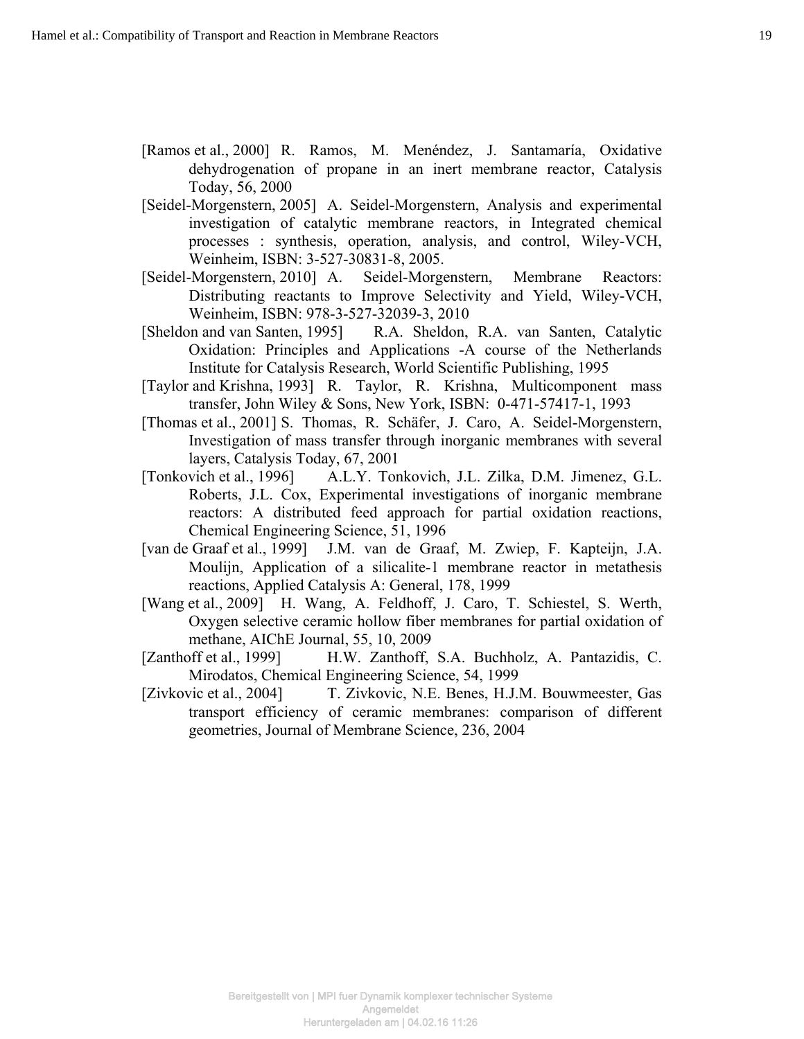[Ramos et al., 2000] R. Ramos, M. Menéndez, J. Santamaría, Oxidative dehydrogenation of propane in an inert membrane reactor, Catalysis Today, 56, 2000

[Seidel-Morgenstern, 2005] A. Seidel-Morgenstern, Analysis and experimental investigation of catalytic membrane reactors, in Integrated chemical processes : synthesis, operation, analysis, and control, Wiley-VCH, Weinheim, ISBN: 3-527-30831-8, 2005.

[Seidel-Morgenstern, 2010] A. Seidel-Morgenstern, Membrane Reactors: Distributing reactants to Improve Selectivity and Yield, Wiley-VCH, Weinheim, ISBN: 978-3-527-32039-3, 2010

[Sheldon and van Santen, 1995] R.A. Sheldon, R.A. van Santen, Catalytic Oxidation: Principles and Applications -A course of the Netherlands Institute for Catalysis Research, World Scientific Publishing, 1995

[Taylor and Krishna, 1993] R. Taylor, R. Krishna, Multicomponent mass transfer, John Wiley & Sons, New York, ISBN: 0-471-57417-1, 1993

[Thomas et al., 2001] S. Thomas, R. Schäfer, J. Caro, A. Seidel-Morgenstern, Investigation of mass transfer through inorganic membranes with several layers, Catalysis Today, 67, 2001

[Tonkovich et al., 1996] A.L.Y. Tonkovich, J.L. Zilka, D.M. Jimenez, G.L. Roberts, J.L. Cox, Experimental investigations of inorganic membrane reactors: A distributed feed approach for partial oxidation reactions, Chemical Engineering Science, 51, 1996

[van de Graaf et al., 1999] J.M. van de Graaf, M. Zwiep, F. Kapteijn, J.A. Moulijn, Application of a silicalite-1 membrane reactor in metathesis reactions, Applied Catalysis A: General, 178, 1999

[Wang et al., 2009] H. Wang, A. Feldhoff, J. Caro, T. Schiestel, S. Werth, Oxygen selective ceramic hollow fiber membranes for partial oxidation of methane, AIChE Journal, 55, 10, 2009

[Zanthoff et al., 1999] H.W. Zanthoff, S.A. Buchholz, A. Pantazidis, C. Mirodatos, Chemical Engineering Science, 54, 1999

[Zivkovic et al., 2004] T. Zivkovic, N.E. Benes, H.J.M. Bouwmeester, Gas transport efficiency of ceramic membranes: comparison of different geometries, Journal of Membrane Science, 236, 2004